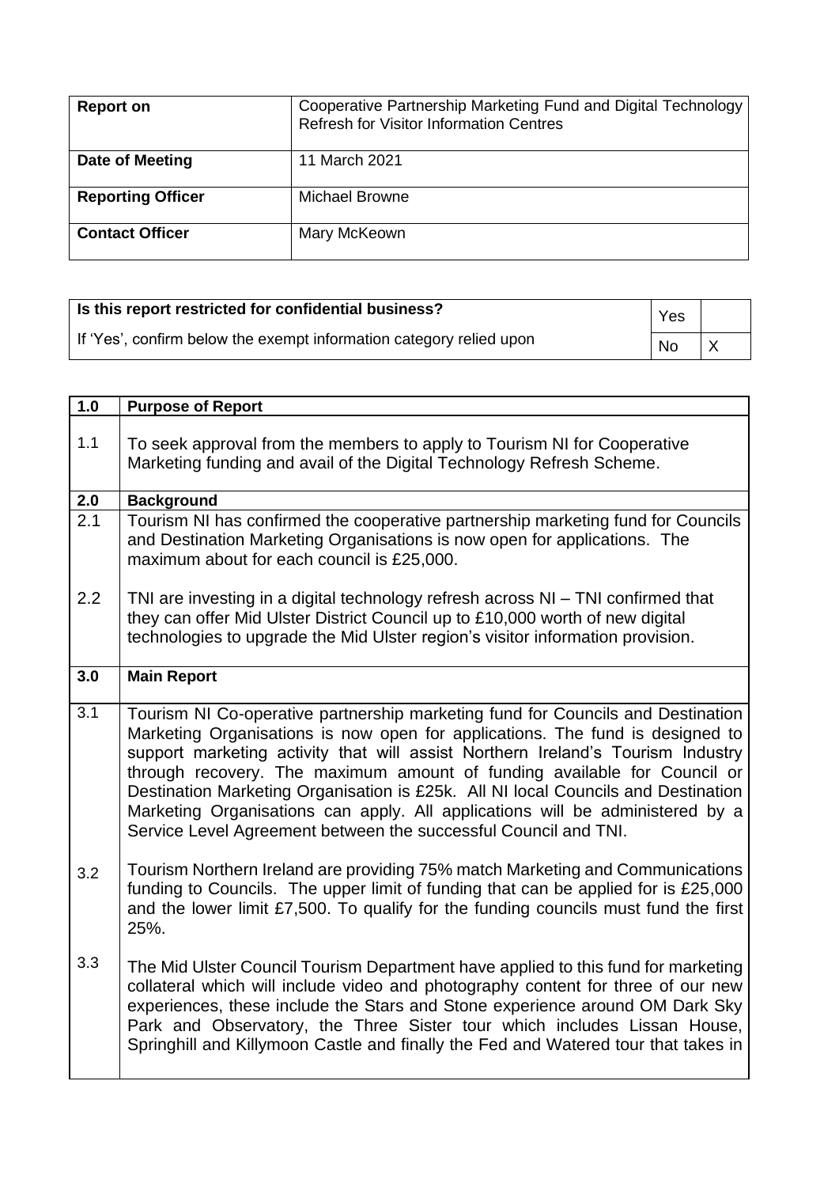| Report on | Cooperative Partnership Marketing Fund and Digital Technology Refresh for Visitor Information Centres |
|---|---|
| Date of Meeting | 11 March 2021 |
| Reporting Officer | Michael Browne |
| Contact Officer | Mary McKeown |

| Is this report restricted for confidential business? If 'Yes', confirm below the exempt information category relied upon | Yes | |
|---|---|---|
| | No | X |

| | |
|---|---|
| **1.0** | **Purpose of Report** |
| 1.1 | To seek approval from the members to apply to Tourism NI for Cooperative Marketing funding and avail of the Digital Technology Refresh Scheme. |
| **2.0** | **Background** |
| 2.1 | Tourism NI has confirmed the cooperative partnership marketing fund for Councils and Destination Marketing Organisations is now open for applications. The maximum about for each council is £25,000. |
| 2.2 | TNI are investing in a digital technology refresh across NI – TNI confirmed that they can offer Mid Ulster District Council up to £10,000 worth of new digital technologies to upgrade the Mid Ulster region's visitor information provision. |
| **3.0** | **Main Report** |
| 3.1 | Tourism NI Co-operative partnership marketing fund for Councils and Destination Marketing Organisations is now open for applications. The fund is designed to support marketing activity that will assist Northern Ireland's Tourism Industry through recovery. The maximum amount of funding available for Council or Destination Marketing Organisation is £25k. All NI local Councils and Destination Marketing Organisations can apply. All applications will be administered by a Service Level Agreement between the successful Council and TNI. |
| 3.2 | Tourism Northern Ireland are providing 75% match Marketing and Communications funding to Councils. The upper limit of funding that can be applied for is £25,000 and the lower limit £7,500. To qualify for the funding councils must fund the first 25%. |
| 3.3 | The Mid Ulster Council Tourism Department have applied to this fund for marketing collateral which will include video and photography content for three of our new experiences, these include the Stars and Stone experience around OM Dark Sky Park and Observatory, the Three Sister tour which includes Lissan House, Springhill and Killymoon Castle and finally the Fed and Watered tour that takes in |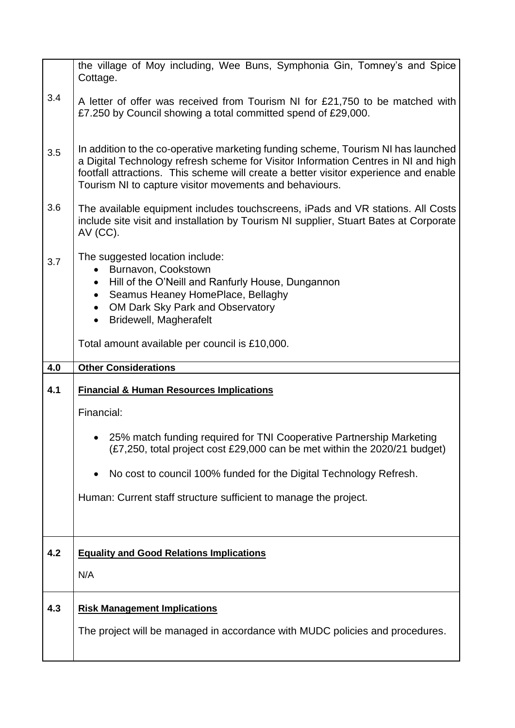| | |
|---|---|
| | the village of Moy including, Wee Buns, Symphonia Gin, Tomney's and Spice Cottage. |
| 3.4 | A letter of offer was received from Tourism NI for £21,750 to be matched with £7.250 by Council showing a total committed spend of £29,000. |
| 3.5 | In addition to the co-operative marketing funding scheme, Tourism NI has launched a Digital Technology refresh scheme for Visitor Information Centres in NI and high footfall attractions. This scheme will create a better visitor experience and enable Tourism NI to capture visitor movements and behaviours. |
| 3.6 | The available equipment includes touchscreens, iPads and VR stations. All Costs include site visit and installation by Tourism NI supplier, Stuart Bates at Corporate AV (CC). |
| 3.7 | The suggested location include:<br>• Burnavon, Cookstown<br>• Hill of the O'Neill and Ranfurly House, Dungannon<br>• Seamus Heaney HomePlace, Bellaghy<br>• OM Dark Sky Park and Observatory<br>• Bridewell, Magherafelt<br><br>Total amount available per council is £10,000. |
| **4.0** | **Other Considerations** |
| **4.1** | **Financial & Human Resources Implications**<br><br>Financial:<br><br>• 25% match funding required for TNI Cooperative Partnership Marketing (£7,250, total project cost £29,000 can be met within the 2020/21 budget)<br><br>• No cost to council 100% funded for the Digital Technology Refresh.<br><br>Human: Current staff structure sufficient to manage the project. |
| **4.2** | **Equality and Good Relations Implications**<br><br>N/A |
| **4.3** | **Risk Management Implications**<br><br>The project will be managed in accordance with MUDC policies and procedures. |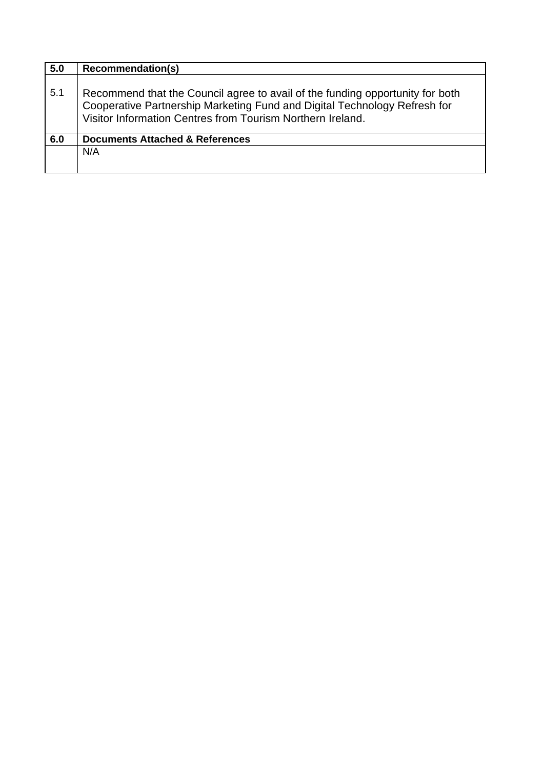| | |
|---|---|
| **5.0** | **Recommendation(s)** |
| 5.1 | Recommend that the Council agree to avail of the funding opportunity for both Cooperative Partnership Marketing Fund and Digital Technology Refresh for Visitor Information Centres from Tourism Northern Ireland. |
| **6.0** | **Documents Attached & References** |
| | N/A |